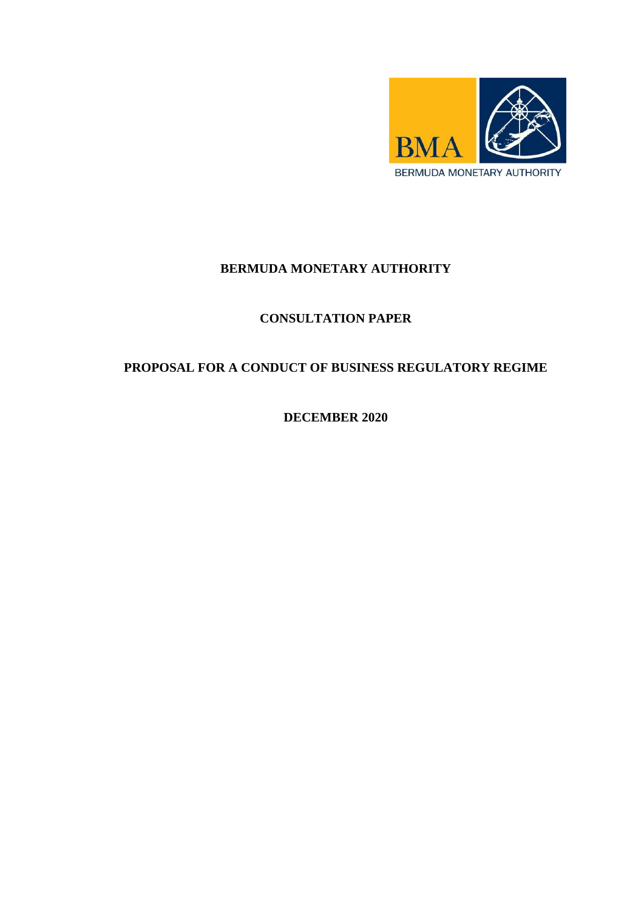BMA

BERMUDA MONETARY AUTHORITY

# BERMUDA MONETARY AUTHORITY

## CONSULTATION PAPER

## PROPOSAL FOR A CONDUCT OF BUSINESS REGULATORY REGIME

**DECEMBER 2020**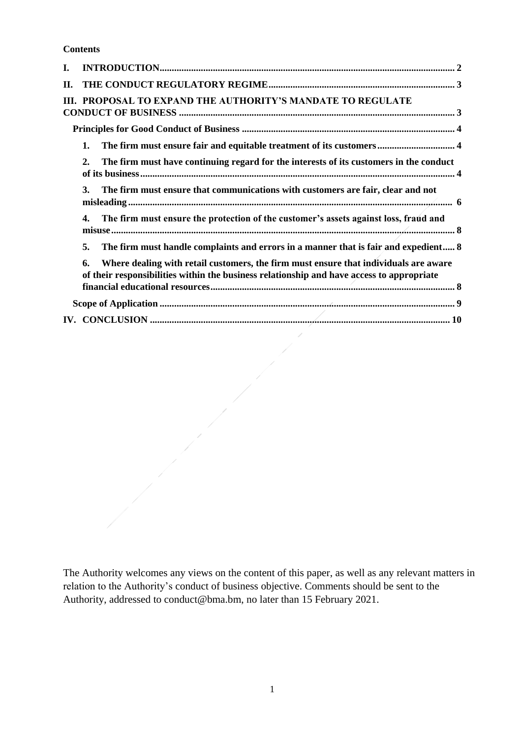**Contents**

- I. INTRODUCTION ........ 2
- II. THE CONDUCT REGULATORY REGIME ........ 3
- III. PROPOSAL TO EXPAND THE AUTHORITY'S MANDATE TO REGULATE CONDUCT OF BUSINESS ........ 3
  - Principles for Good Conduct of Business ........ 4
    1. The firm must ensure fair and equitable treatment of its customers ........ 4
    2. The firm must have continuing regard for the interests of its customers in the conduct of its business ........ 4
    3. The firm must ensure that communications with customers are fair, clear and not misleading ........ 6
    4. The firm must ensure the protection of the customer's assets against loss, fraud and misuse ........ 8
    5. The firm must handle complaints and errors in a manner that is fair and expedient ........ 8
    6. Where dealing with retail customers, the firm must ensure that individuals are aware of their responsibilities within the business relationship and have access to appropriate financial educational resources ........ 8
  - Scope of Application ........ 9
- IV. CONCLUSION ........ 10

The Authority welcomes any views on the content of this paper, as well as any relevant matters in relation to the Authority's conduct of business objective. Comments should be sent to the Authority, addressed to conduct@bma.bm, no later than 15 February 2021.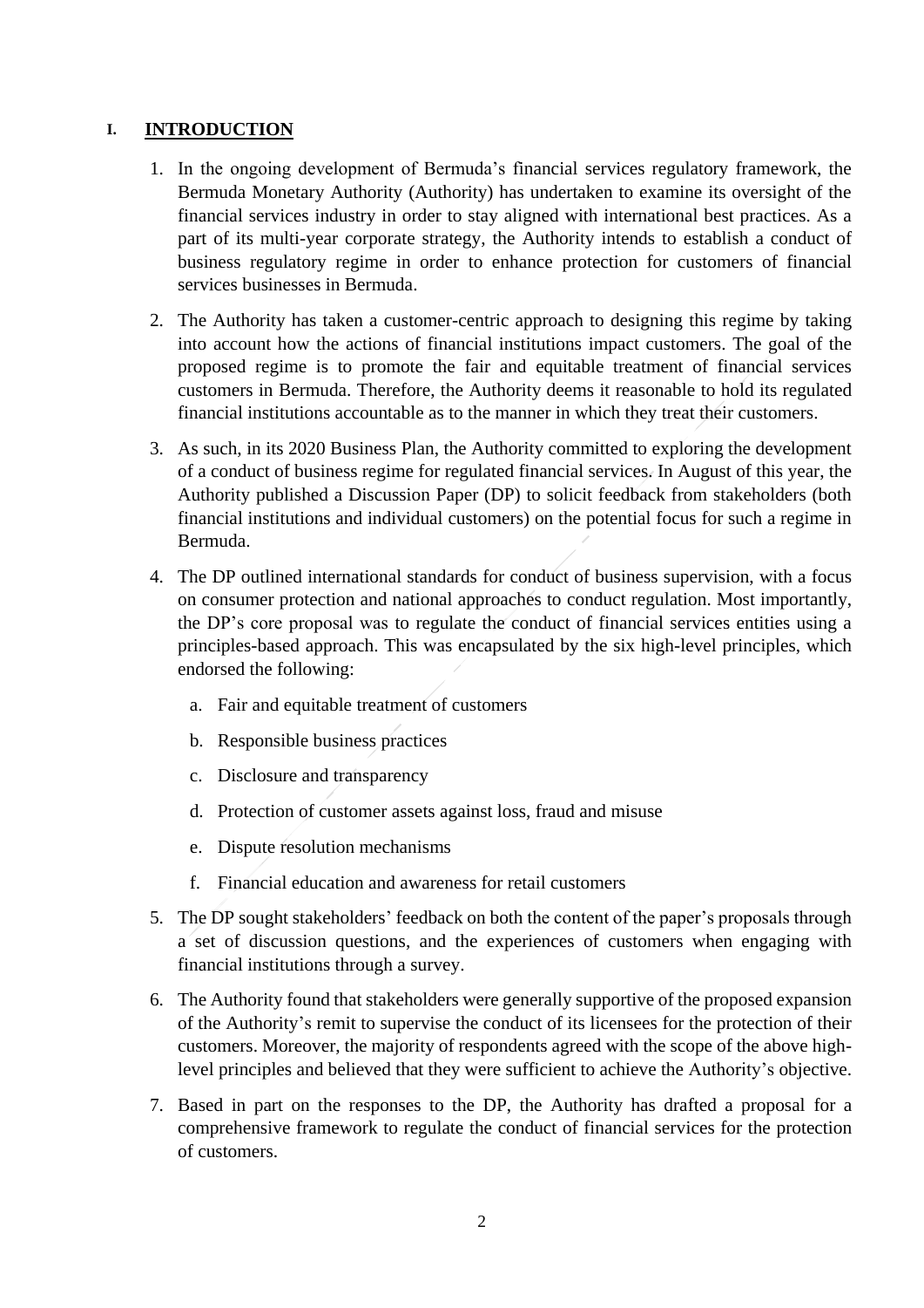## I. INTRODUCTION

1. In the ongoing development of Bermuda's financial services regulatory framework, the Bermuda Monetary Authority (Authority) has undertaken to examine its oversight of the financial services industry in order to stay aligned with international best practices. As a part of its multi-year corporate strategy, the Authority intends to establish a conduct of business regulatory regime in order to enhance protection for customers of financial services businesses in Bermuda.

2. The Authority has taken a customer-centric approach to designing this regime by taking into account how the actions of financial institutions impact customers. The goal of the proposed regime is to promote the fair and equitable treatment of financial services customers in Bermuda. Therefore, the Authority deems it reasonable to hold its regulated financial institutions accountable as to the manner in which they treat their customers.

3. As such, in its 2020 Business Plan, the Authority committed to exploring the development of a conduct of business regime for regulated financial services. In August of this year, the Authority published a Discussion Paper (DP) to solicit feedback from stakeholders (both financial institutions and individual customers) on the potential focus for such a regime in Bermuda.

4. The DP outlined international standards for conduct of business supervision, with a focus on consumer protection and national approaches to conduct regulation. Most importantly, the DP's core proposal was to regulate the conduct of financial services entities using a principles-based approach. This was encapsulated by the six high-level principles, which endorsed the following:

   a. Fair and equitable treatment of customers

   b. Responsible business practices

   c. Disclosure and transparency

   d. Protection of customer assets against loss, fraud and misuse

   e. Dispute resolution mechanisms

   f. Financial education and awareness for retail customers

5. The DP sought stakeholders' feedback on both the content of the paper's proposals through a set of discussion questions, and the experiences of customers when engaging with financial institutions through a survey.

6. The Authority found that stakeholders were generally supportive of the proposed expansion of the Authority's remit to supervise the conduct of its licensees for the protection of their customers. Moreover, the majority of respondents agreed with the scope of the above high-level principles and believed that they were sufficient to achieve the Authority's objective.

7. Based in part on the responses to the DP, the Authority has drafted a proposal for a comprehensive framework to regulate the conduct of financial services for the protection of customers.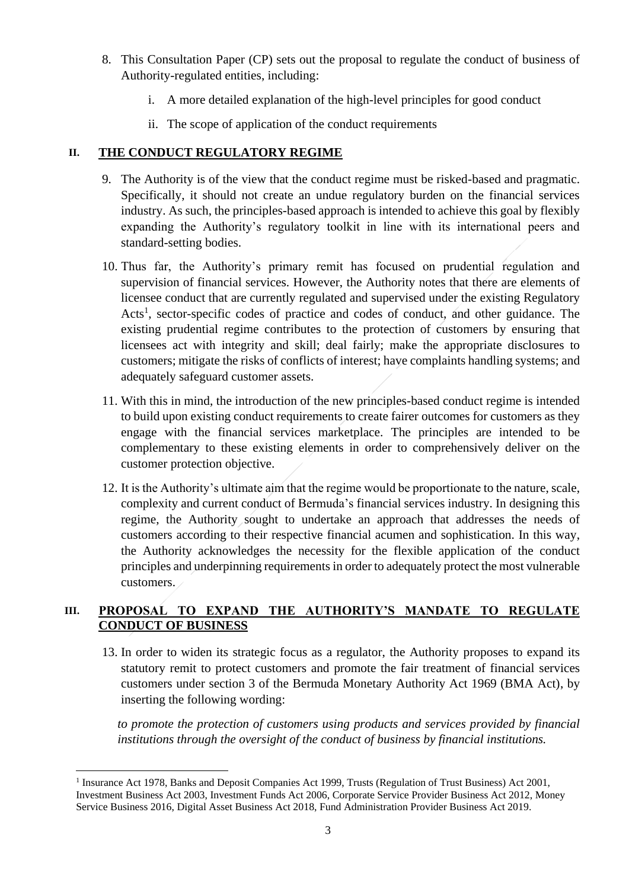8. This Consultation Paper (CP) sets out the proposal to regulate the conduct of business of Authority-regulated entities, including:

   i. A more detailed explanation of the high-level principles for good conduct

   ii. The scope of application of the conduct requirements

## II. THE CONDUCT REGULATORY REGIME

9. The Authority is of the view that the conduct regime must be risked-based and pragmatic. Specifically, it should not create an undue regulatory burden on the financial services industry. As such, the principles-based approach is intended to achieve this goal by flexibly expanding the Authority's regulatory toolkit in line with its international peers and standard-setting bodies.

10. Thus far, the Authority's primary remit has focused on prudential regulation and supervision of financial services. However, the Authority notes that there are elements of licensee conduct that are currently regulated and supervised under the existing Regulatory Acts[1], sector-specific codes of practice and codes of conduct, and other guidance. The existing prudential regime contributes to the protection of customers by ensuring that licensees act with integrity and skill; deal fairly; make the appropriate disclosures to customers; mitigate the risks of conflicts of interest; have complaints handling systems; and adequately safeguard customer assets.

11. With this in mind, the introduction of the new principles-based conduct regime is intended to build upon existing conduct requirements to create fairer outcomes for customers as they engage with the financial services marketplace. The principles are intended to be complementary to these existing elements in order to comprehensively deliver on the customer protection objective.

12. It is the Authority's ultimate aim that the regime would be proportionate to the nature, scale, complexity and current conduct of Bermuda's financial services industry. In designing this regime, the Authority sought to undertake an approach that addresses the needs of customers according to their respective financial acumen and sophistication. In this way, the Authority acknowledges the necessity for the flexible application of the conduct principles and underpinning requirements in order to adequately protect the most vulnerable customers.

## III. PROPOSAL TO EXPAND THE AUTHORITY'S MANDATE TO REGULATE CONDUCT OF BUSINESS

13. In order to widen its strategic focus as a regulator, the Authority proposes to expand its statutory remit to protect customers and promote the fair treatment of financial services customers under section 3 of the Bermuda Monetary Authority Act 1969 (BMA Act), by inserting the following wording:

    *to promote the protection of customers using products and services provided by financial institutions through the oversight of the conduct of business by financial institutions.*

---

[1] Insurance Act 1978, Banks and Deposit Companies Act 1999, Trusts (Regulation of Trust Business) Act 2001, Investment Business Act 2003, Investment Funds Act 2006, Corporate Service Provider Business Act 2012, Money Service Business 2016, Digital Asset Business Act 2018, Fund Administration Provider Business Act 2019.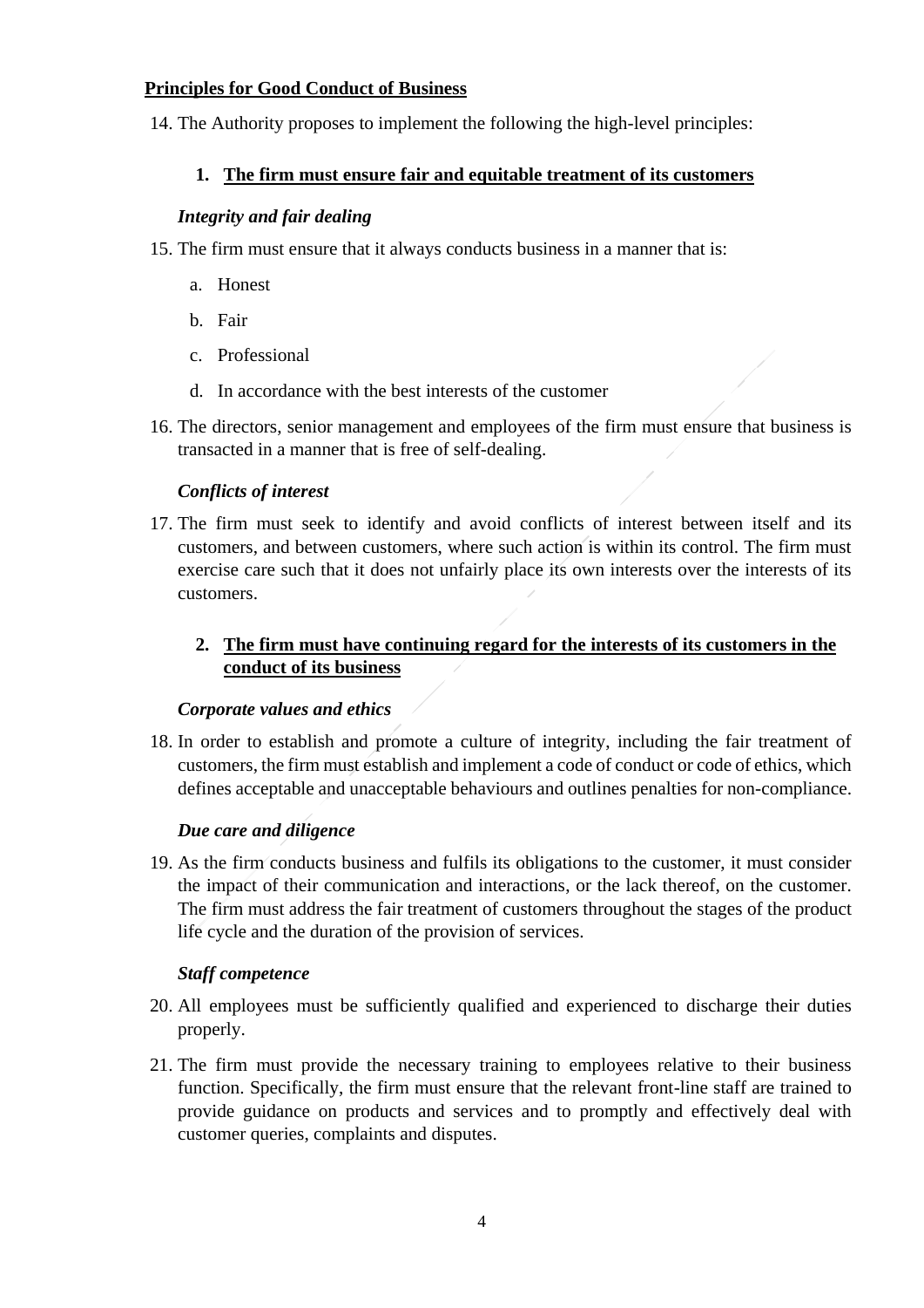**Principles for Good Conduct of Business**

14. The Authority proposes to implement the following the high-level principles:

### 1. The firm must ensure fair and equitable treatment of its customers

***Integrity and fair dealing***

15. The firm must ensure that it always conducts business in a manner that is:

    a. Honest

    b. Fair

    c. Professional

    d. In accordance with the best interests of the customer

16. The directors, senior management and employees of the firm must ensure that business is transacted in a manner that is free of self-dealing.

***Conflicts of interest***

17. The firm must seek to identify and avoid conflicts of interest between itself and its customers, and between customers, where such action is within its control. The firm must exercise care such that it does not unfairly place its own interests over the interests of its customers.

### 2. The firm must have continuing regard for the interests of its customers in the conduct of its business

***Corporate values and ethics***

18. In order to establish and promote a culture of integrity, including the fair treatment of customers, the firm must establish and implement a code of conduct or code of ethics, which defines acceptable and unacceptable behaviours and outlines penalties for non-compliance.

***Due care and diligence***

19. As the firm conducts business and fulfils its obligations to the customer, it must consider the impact of their communication and interactions, or the lack thereof, on the customer. The firm must address the fair treatment of customers throughout the stages of the product life cycle and the duration of the provision of services.

***Staff competence***

20. All employees must be sufficiently qualified and experienced to discharge their duties properly.

21. The firm must provide the necessary training to employees relative to their business function. Specifically, the firm must ensure that the relevant front-line staff are trained to provide guidance on products and services and to promptly and effectively deal with customer queries, complaints and disputes.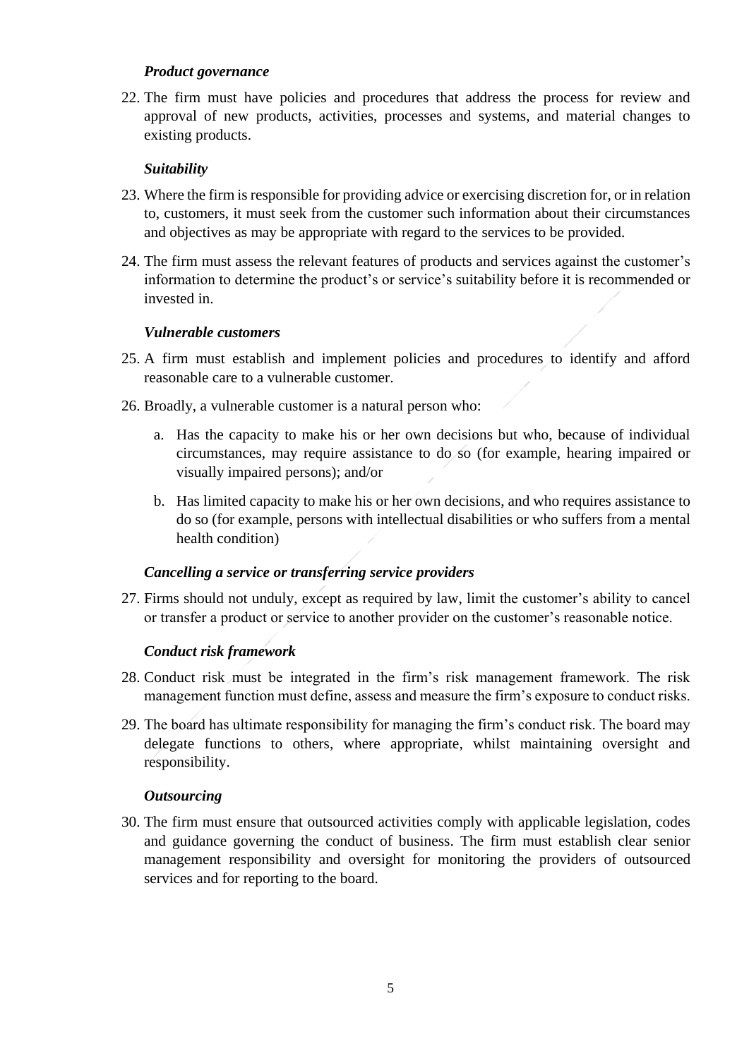***Product governance***

22. The firm must have policies and procedures that address the process for review and approval of new products, activities, processes and systems, and material changes to existing products.

***Suitability***

23. Where the firm is responsible for providing advice or exercising discretion for, or in relation to, customers, it must seek from the customer such information about their circumstances and objectives as may be appropriate with regard to the services to be provided.

24. The firm must assess the relevant features of products and services against the customer's information to determine the product's or service's suitability before it is recommended or invested in.

***Vulnerable customers***

25. A firm must establish and implement policies and procedures to identify and afford reasonable care to a vulnerable customer.

26. Broadly, a vulnerable customer is a natural person who:

    a. Has the capacity to make his or her own decisions but who, because of individual circumstances, may require assistance to do so (for example, hearing impaired or visually impaired persons); and/or

    b. Has limited capacity to make his or her own decisions, and who requires assistance to do so (for example, persons with intellectual disabilities or who suffers from a mental health condition)

***Cancelling a service or transferring service providers***

27. Firms should not unduly, except as required by law, limit the customer's ability to cancel or transfer a product or service to another provider on the customer's reasonable notice.

***Conduct risk framework***

28. Conduct risk must be integrated in the firm's risk management framework. The risk management function must define, assess and measure the firm's exposure to conduct risks.

29. The board has ultimate responsibility for managing the firm's conduct risk. The board may delegate functions to others, where appropriate, whilst maintaining oversight and responsibility.

***Outsourcing***

30. The firm must ensure that outsourced activities comply with applicable legislation, codes and guidance governing the conduct of business. The firm must establish clear senior management responsibility and oversight for monitoring the providers of outsourced services and for reporting to the board.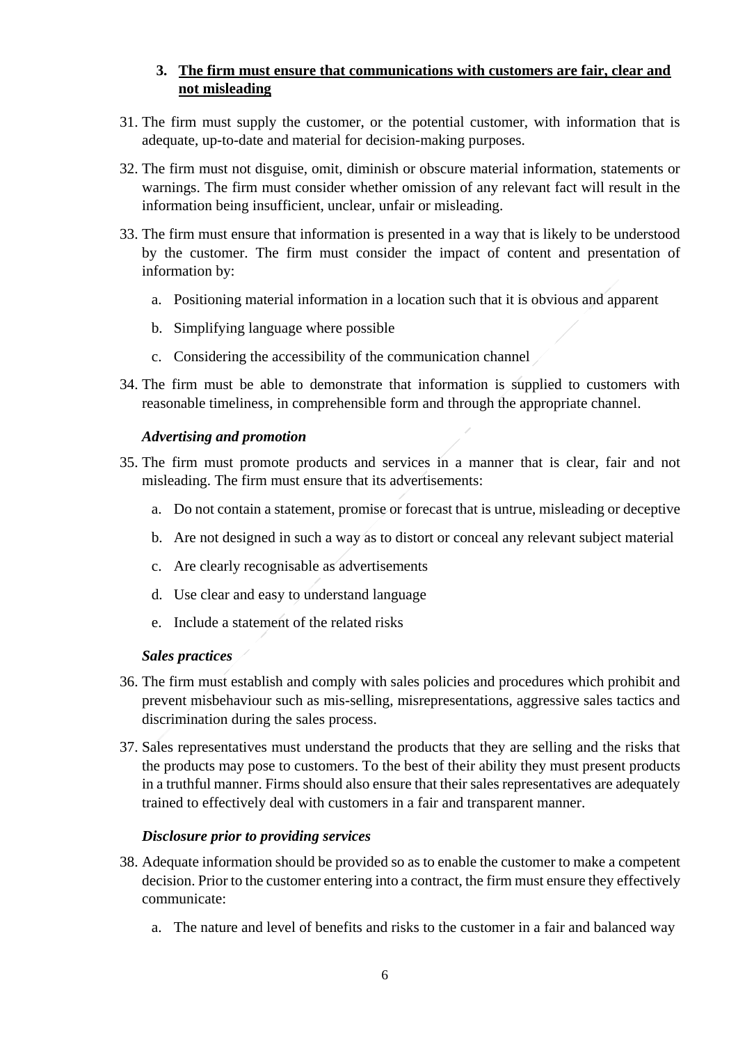### 3. The firm must ensure that communications with customers are fair, clear and not misleading

31. The firm must supply the customer, or the potential customer, with information that is adequate, up-to-date and material for decision-making purposes.

32. The firm must not disguise, omit, diminish or obscure material information, statements or warnings. The firm must consider whether omission of any relevant fact will result in the information being insufficient, unclear, unfair or misleading.

33. The firm must ensure that information is presented in a way that is likely to be understood by the customer. The firm must consider the impact of content and presentation of information by:

    a. Positioning material information in a location such that it is obvious and apparent

    b. Simplifying language where possible

    c. Considering the accessibility of the communication channel

34. The firm must be able to demonstrate that information is supplied to customers with reasonable timeliness, in comprehensible form and through the appropriate channel.

*Advertising and promotion*

35. The firm must promote products and services in a manner that is clear, fair and not misleading. The firm must ensure that its advertisements:

    a. Do not contain a statement, promise or forecast that is untrue, misleading or deceptive

    b. Are not designed in such a way as to distort or conceal any relevant subject material

    c. Are clearly recognisable as advertisements

    d. Use clear and easy to understand language

    e. Include a statement of the related risks

*Sales practices*

36. The firm must establish and comply with sales policies and procedures which prohibit and prevent misbehaviour such as mis-selling, misrepresentations, aggressive sales tactics and discrimination during the sales process.

37. Sales representatives must understand the products that they are selling and the risks that the products may pose to customers. To the best of their ability they must present products in a truthful manner. Firms should also ensure that their sales representatives are adequately trained to effectively deal with customers in a fair and transparent manner.

*Disclosure prior to providing services*

38. Adequate information should be provided so as to enable the customer to make a competent decision. Prior to the customer entering into a contract, the firm must ensure they effectively communicate:

    a. The nature and level of benefits and risks to the customer in a fair and balanced way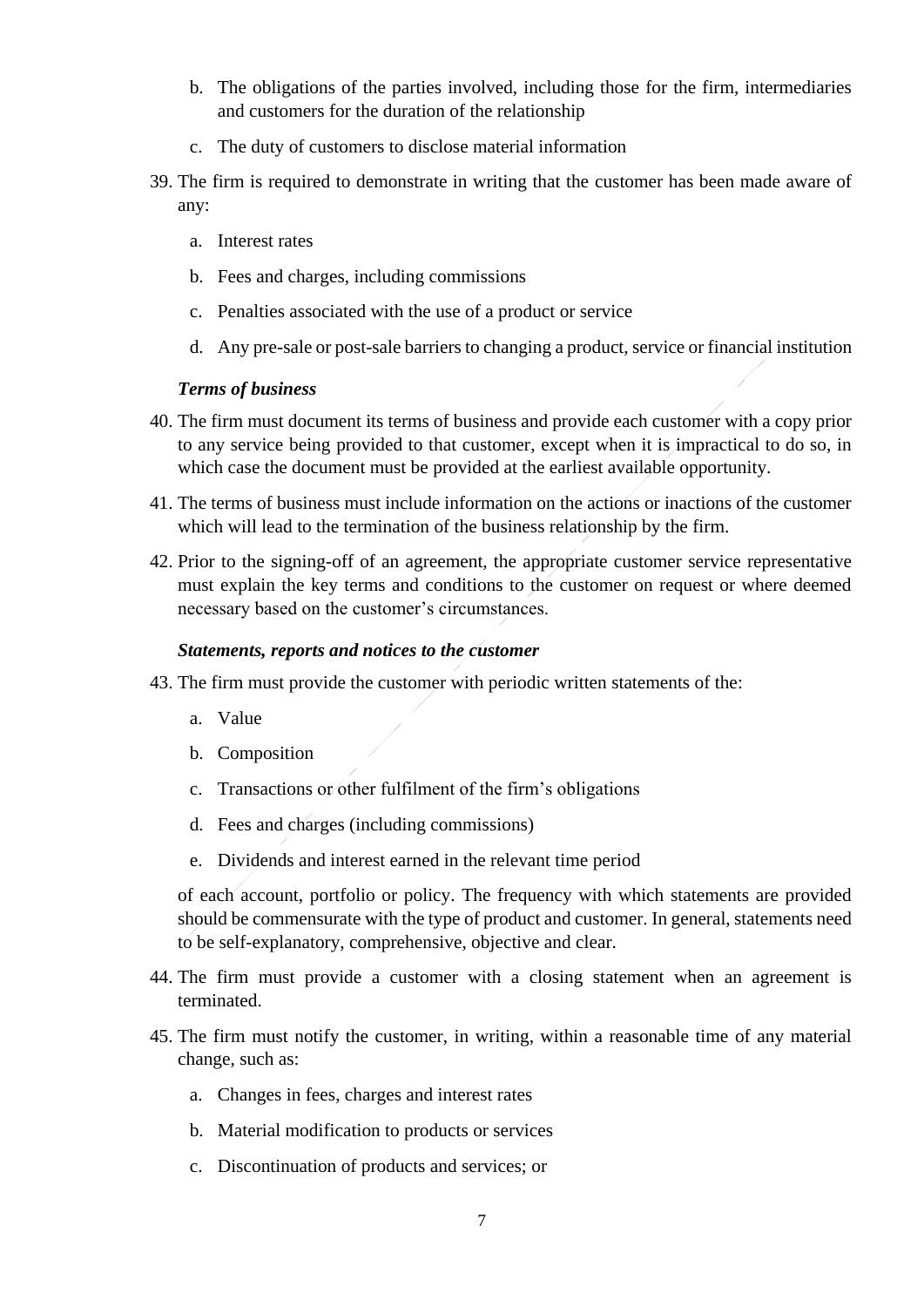b. The obligations of the parties involved, including those for the firm, intermediaries and customers for the duration of the relationship

c. The duty of customers to disclose material information

39. The firm is required to demonstrate in writing that the customer has been made aware of any:

    a. Interest rates

    b. Fees and charges, including commissions

    c. Penalties associated with the use of a product or service

    d. Any pre-sale or post-sale barriers to changing a product, service or financial institution

***Terms of business***

40. The firm must document its terms of business and provide each customer with a copy prior to any service being provided to that customer, except when it is impractical to do so, in which case the document must be provided at the earliest available opportunity.

41. The terms of business must include information on the actions or inactions of the customer which will lead to the termination of the business relationship by the firm.

42. Prior to the signing-off of an agreement, the appropriate customer service representative must explain the key terms and conditions to the customer on request or where deemed necessary based on the customer's circumstances.

***Statements, reports and notices to the customer***

43. The firm must provide the customer with periodic written statements of the:

    a. Value

    b. Composition

    c. Transactions or other fulfilment of the firm's obligations

    d. Fees and charges (including commissions)

    e. Dividends and interest earned in the relevant time period

    of each account, portfolio or policy. The frequency with which statements are provided should be commensurate with the type of product and customer. In general, statements need to be self-explanatory, comprehensive, objective and clear.

44. The firm must provide a customer with a closing statement when an agreement is terminated.

45. The firm must notify the customer, in writing, within a reasonable time of any material change, such as:

    a. Changes in fees, charges and interest rates

    b. Material modification to products or services

    c. Discontinuation of products and services; or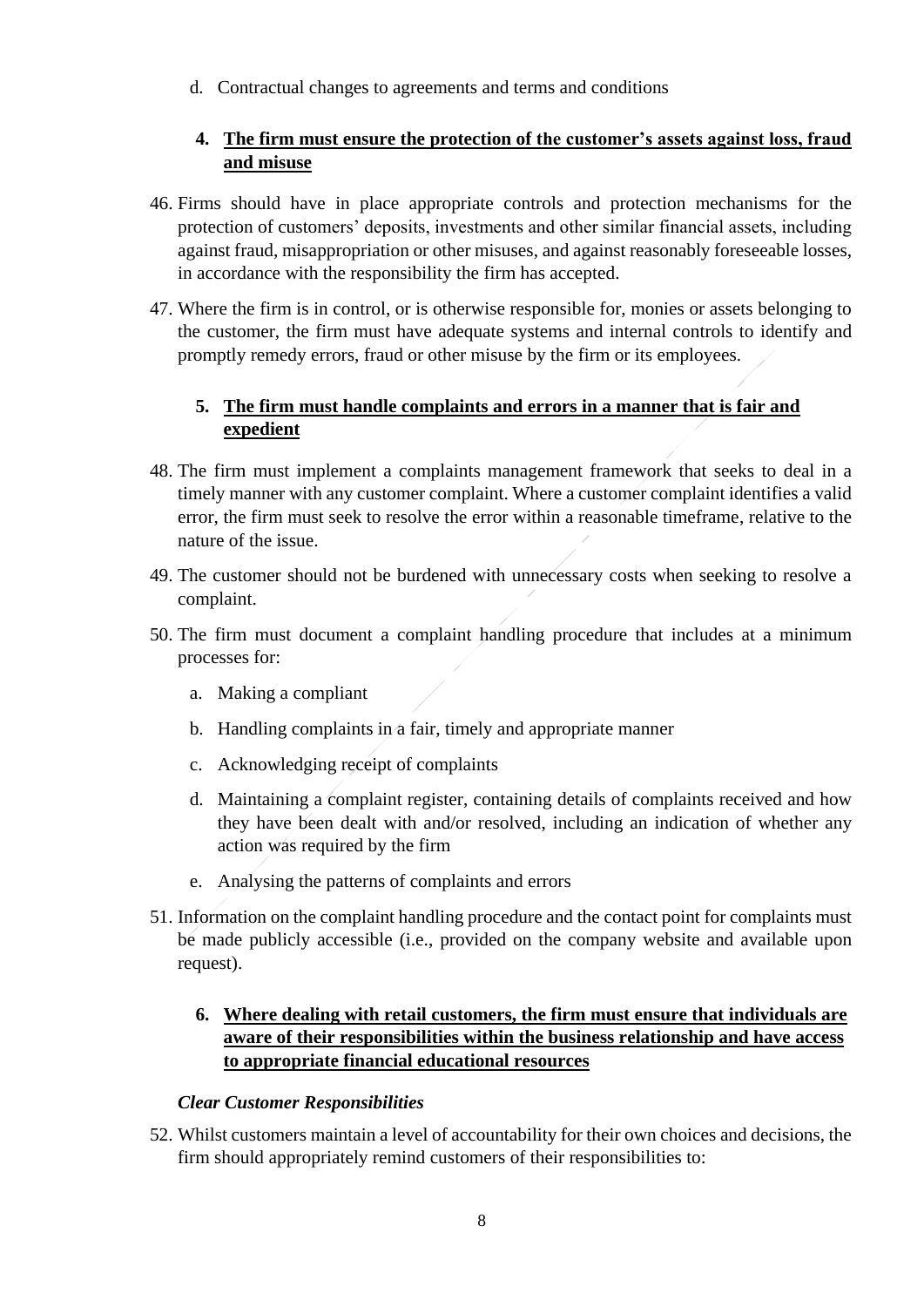d. Contractual changes to agreements and terms and conditions

### 4. The firm must ensure the protection of the customer's assets against loss, fraud and misuse

46. Firms should have in place appropriate controls and protection mechanisms for the protection of customers' deposits, investments and other similar financial assets, including against fraud, misappropriation or other misuses, and against reasonably foreseeable losses, in accordance with the responsibility the firm has accepted.

47. Where the firm is in control, or is otherwise responsible for, monies or assets belonging to the customer, the firm must have adequate systems and internal controls to identify and promptly remedy errors, fraud or other misuse by the firm or its employees.

### 5. The firm must handle complaints and errors in a manner that is fair and expedient

48. The firm must implement a complaints management framework that seeks to deal in a timely manner with any customer complaint. Where a customer complaint identifies a valid error, the firm must seek to resolve the error within a reasonable timeframe, relative to the nature of the issue.

49. The customer should not be burdened with unnecessary costs when seeking to resolve a complaint.

50. The firm must document a complaint handling procedure that includes at a minimum processes for:

    a. Making a compliant

    b. Handling complaints in a fair, timely and appropriate manner

    c. Acknowledging receipt of complaints

    d. Maintaining a complaint register, containing details of complaints received and how they have been dealt with and/or resolved, including an indication of whether any action was required by the firm

    e. Analysing the patterns of complaints and errors

51. Information on the complaint handling procedure and the contact point for complaints must be made publicly accessible (i.e., provided on the company website and available upon request).

### 6. Where dealing with retail customers, the firm must ensure that individuals are aware of their responsibilities within the business relationship and have access to appropriate financial educational resources

*Clear Customer Responsibilities*

52. Whilst customers maintain a level of accountability for their own choices and decisions, the firm should appropriately remind customers of their responsibilities to: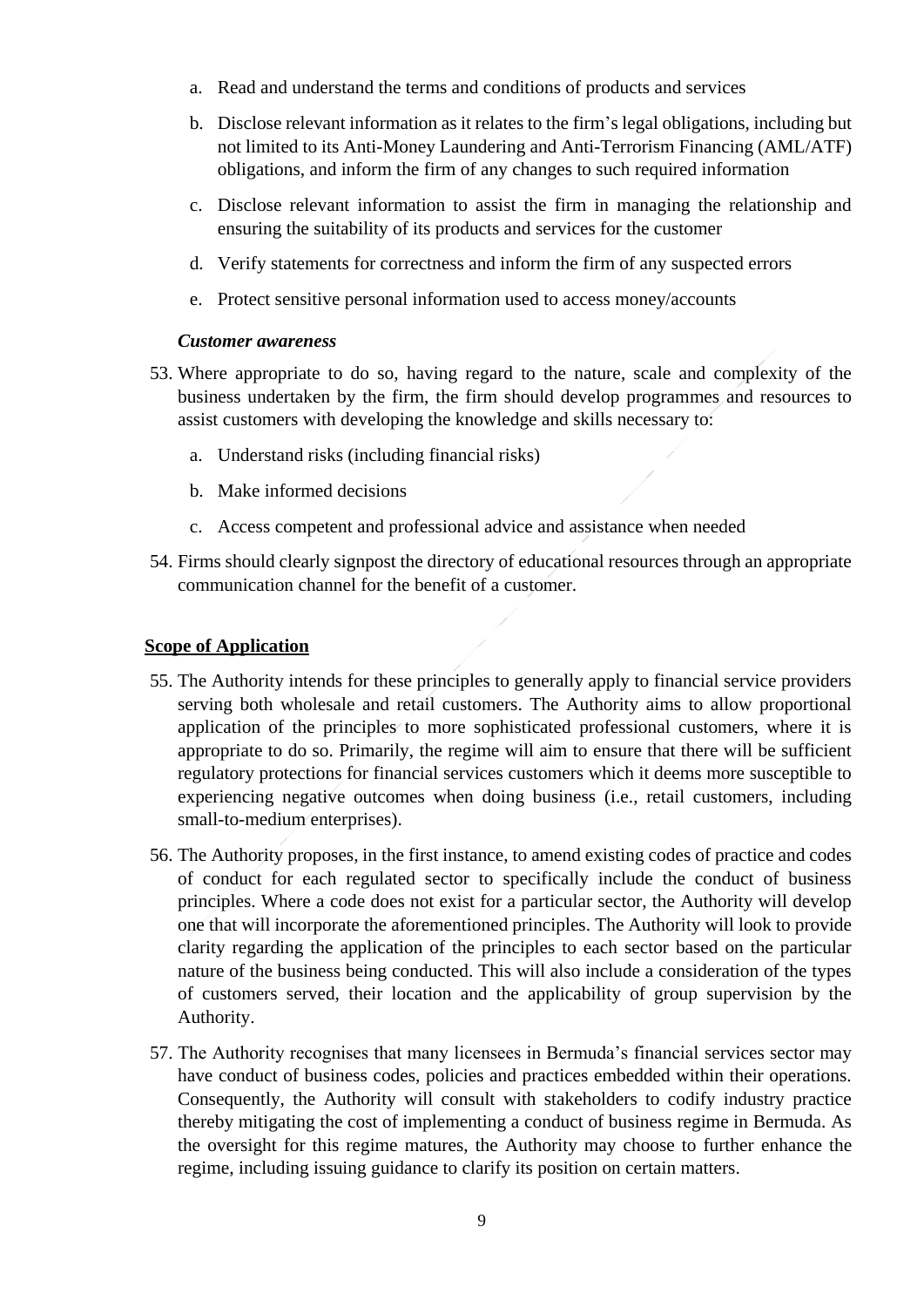a. Read and understand the terms and conditions of products and services

b. Disclose relevant information as it relates to the firm's legal obligations, including but not limited to its Anti-Money Laundering and Anti-Terrorism Financing (AML/ATF) obligations, and inform the firm of any changes to such required information

c. Disclose relevant information to assist the firm in managing the relationship and ensuring the suitability of its products and services for the customer

d. Verify statements for correctness and inform the firm of any suspected errors

e. Protect sensitive personal information used to access money/accounts

***Customer awareness***

53. Where appropriate to do so, having regard to the nature, scale and complexity of the business undertaken by the firm, the firm should develop programmes and resources to assist customers with developing the knowledge and skills necessary to:

    a. Understand risks (including financial risks)

    b. Make informed decisions

    c. Access competent and professional advice and assistance when needed

54. Firms should clearly signpost the directory of educational resources through an appropriate communication channel for the benefit of a customer.

**Scope of Application**

55. The Authority intends for these principles to generally apply to financial service providers serving both wholesale and retail customers. The Authority aims to allow proportional application of the principles to more sophisticated professional customers, where it is appropriate to do so. Primarily, the regime will aim to ensure that there will be sufficient regulatory protections for financial services customers which it deems more susceptible to experiencing negative outcomes when doing business (i.e., retail customers, including small-to-medium enterprises).

56. The Authority proposes, in the first instance, to amend existing codes of practice and codes of conduct for each regulated sector to specifically include the conduct of business principles. Where a code does not exist for a particular sector, the Authority will develop one that will incorporate the aforementioned principles. The Authority will look to provide clarity regarding the application of the principles to each sector based on the particular nature of the business being conducted. This will also include a consideration of the types of customers served, their location and the applicability of group supervision by the Authority.

57. The Authority recognises that many licensees in Bermuda's financial services sector may have conduct of business codes, policies and practices embedded within their operations. Consequently, the Authority will consult with stakeholders to codify industry practice thereby mitigating the cost of implementing a conduct of business regime in Bermuda. As the oversight for this regime matures, the Authority may choose to further enhance the regime, including issuing guidance to clarify its position on certain matters.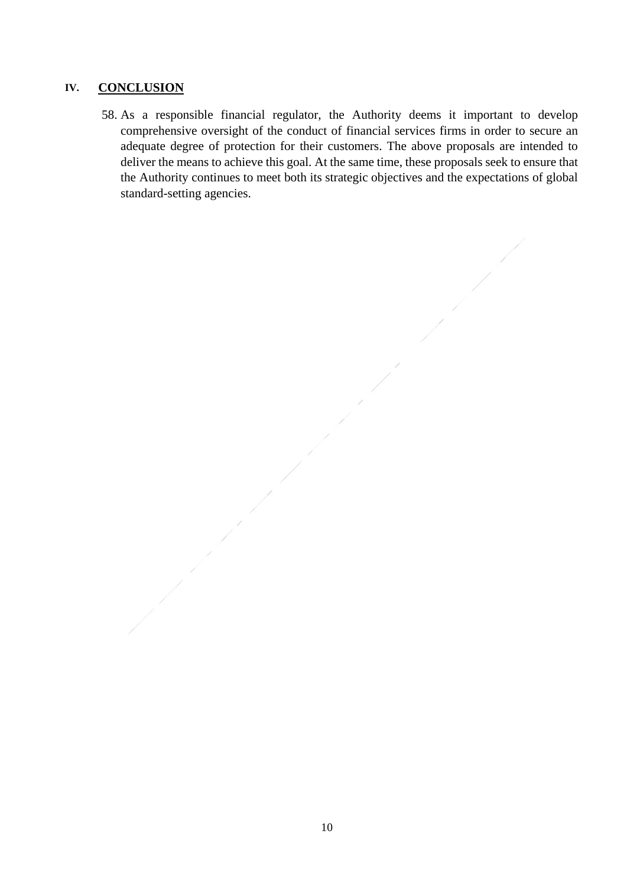## IV. CONCLUSION

58. As a responsible financial regulator, the Authority deems it important to develop comprehensive oversight of the conduct of financial services firms in order to secure an adequate degree of protection for their customers. The above proposals are intended to deliver the means to achieve this goal. At the same time, these proposals seek to ensure that the Authority continues to meet both its strategic objectives and the expectations of global standard-setting agencies.